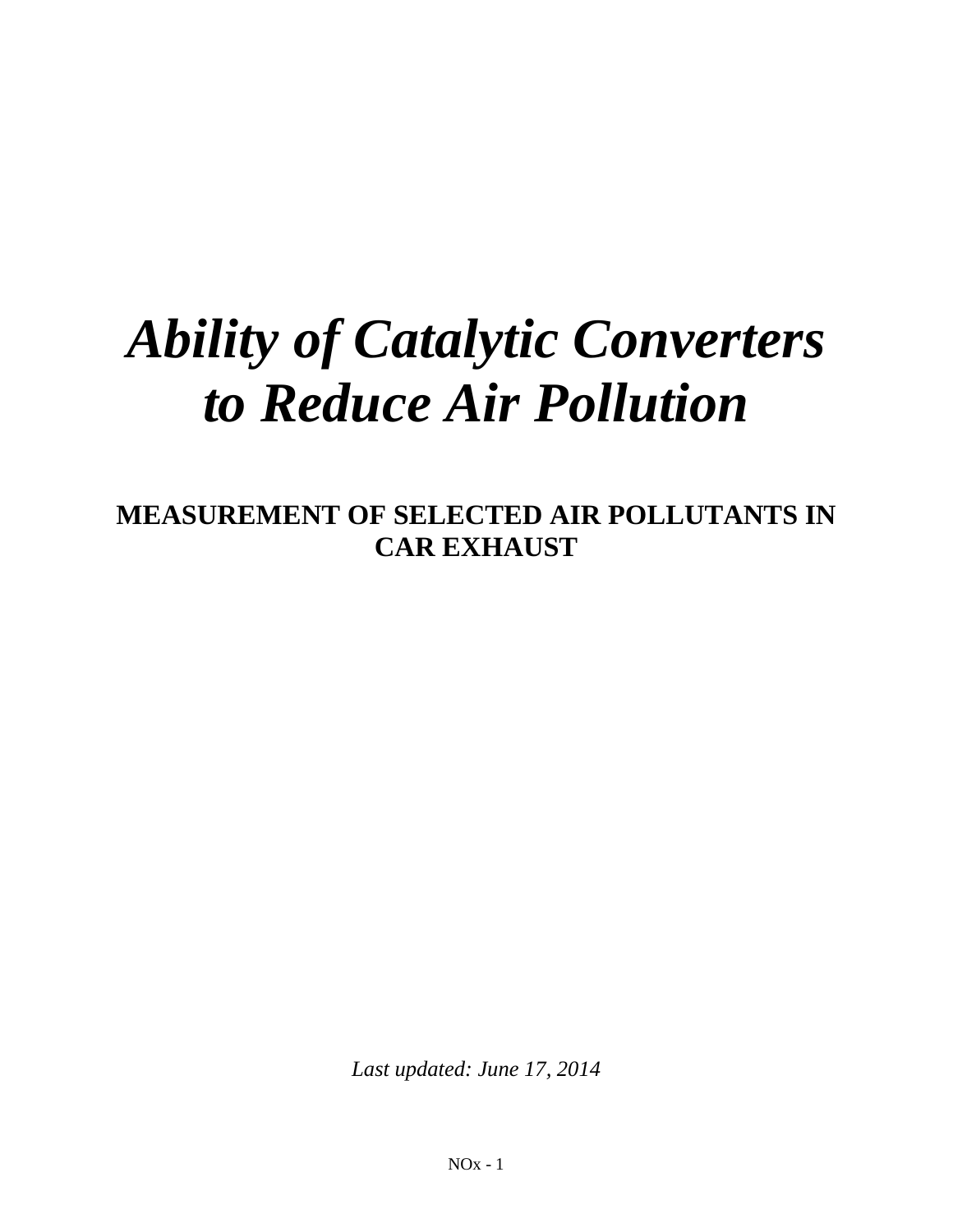# *Ability of Catalytic Converters to Reduce Air Pollution*

## MEASUREMENT OF SELECTED AIR POLLUTANTS IN CAR EXHAUST

*Last updated: June 17, 2014*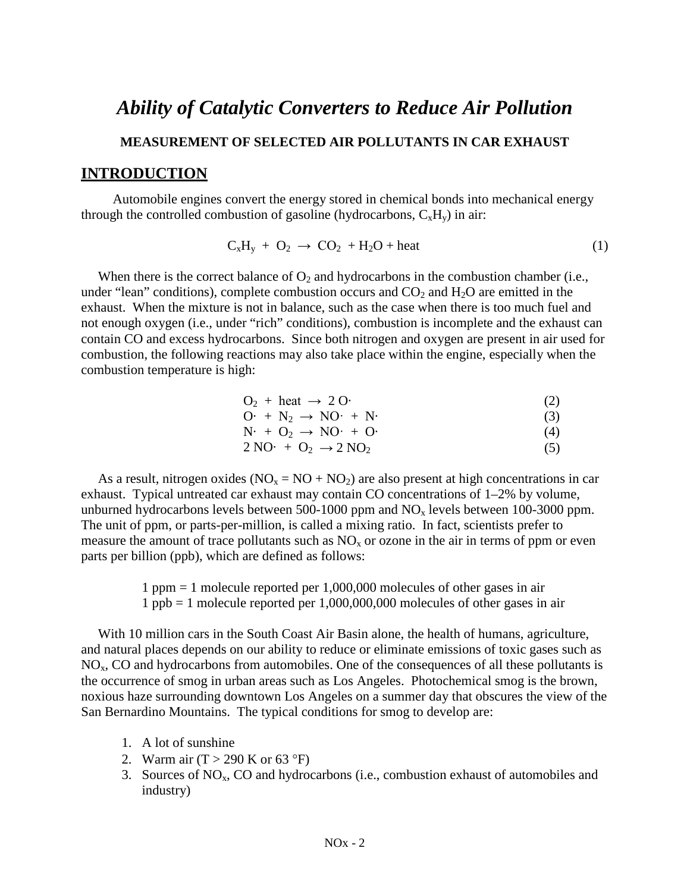# *Ability of Catalytic Converters to Reduce Air Pollution*

**MEASUREMENT OF SELECTED AIR POLLUTANTS IN CAR EXHAUST**

## INTRODUCTION

Automobile engines convert the energy stored in chemical bonds into mechanical energy through the controlled combustion of gasoline (hydrocarbons, $C_xH_y$) in air:

$$C_xH_y + O_2 \rightarrow CO_2 + H_2O + \text{heat} \quad (1)$$

When there is the correct balance of $O_2$ and hydrocarbons in the combustion chamber (i.e., under "lean" conditions), complete combustion occurs and $CO_2$ and $H_2O$ are emitted in the exhaust. When the mixture is not in balance, such as the case when there is too much fuel and not enough oxygen (i.e., under "rich" conditions), combustion is incomplete and the exhaust can contain CO and excess hydrocarbons. Since both nitrogen and oxygen are present in air used for combustion, the following reactions may also take place within the engine, especially when the combustion temperature is high:

$$O_2 + \text{heat} \rightarrow 2\,O\cdot \quad (2)$$
$$O\cdot + N_2 \rightarrow NO\cdot + N\cdot \quad (3)$$
$$N\cdot + O_2 \rightarrow NO\cdot + O\cdot \quad (4)$$
$$2\,NO\cdot + O_2 \rightarrow 2\,NO_2 \quad (5)$$

As a result, nitrogen oxides ($NO_x = NO + NO_2$) are also present at high concentrations in car exhaust. Typical untreated car exhaust may contain CO concentrations of 1–2% by volume, unburned hydrocarbons levels between 500-1000 ppm and $NO_x$ levels between 100-3000 ppm. The unit of ppm, or parts-per-million, is called a mixing ratio. In fact, scientists prefer to measure the amount of trace pollutants such as $NO_x$ or ozone in the air in terms of ppm or even parts per billion (ppb), which are defined as follows:

1 ppm = 1 molecule reported per 1,000,000 molecules of other gases in air
1 ppb = 1 molecule reported per 1,000,000,000 molecules of other gases in air

With 10 million cars in the South Coast Air Basin alone, the health of humans, agriculture, and natural places depends on our ability to reduce or eliminate emissions of toxic gases such as $NO_x$, CO and hydrocarbons from automobiles. One of the consequences of all these pollutants is the occurrence of smog in urban areas such as Los Angeles. Photochemical smog is the brown, noxious haze surrounding downtown Los Angeles on a summer day that obscures the view of the San Bernardino Mountains. The typical conditions for smog to develop are:

1. A lot of sunshine
2. Warm air ($T > 290$ K or 63 °F)
3. Sources of $NO_x$, CO and hydrocarbons (i.e., combustion exhaust of automobiles and industry)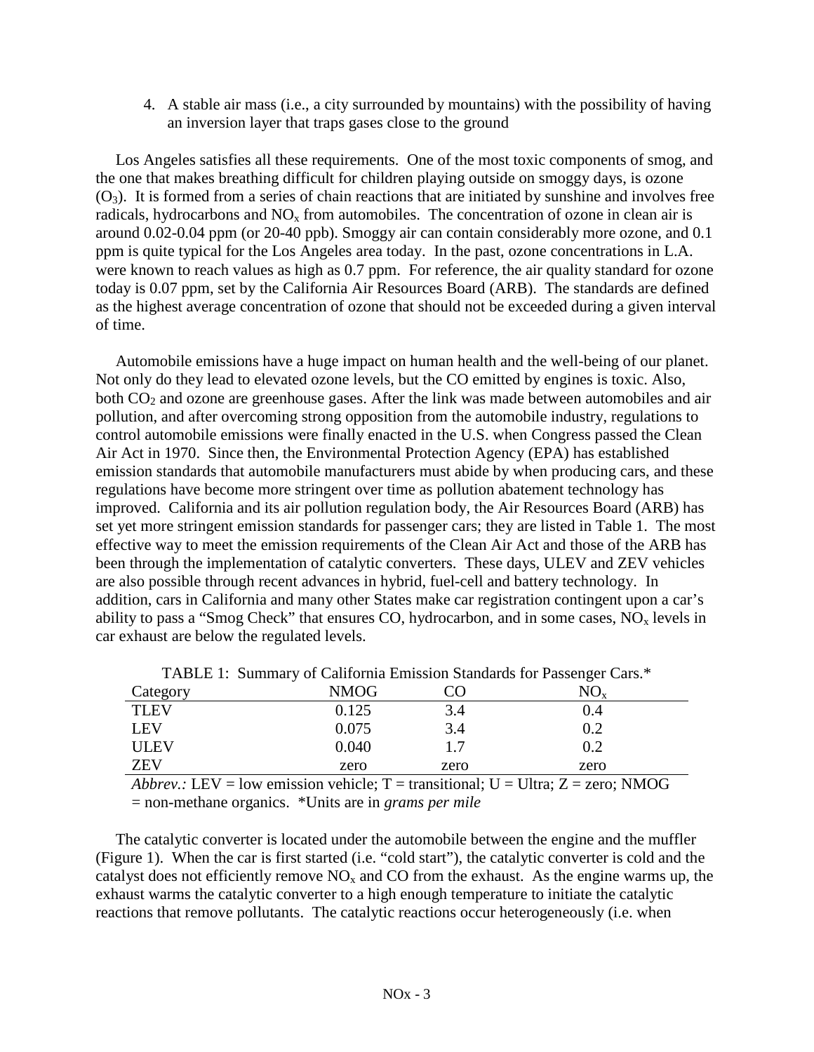4. A stable air mass (i.e., a city surrounded by mountains) with the possibility of having an inversion layer that traps gases close to the ground

Los Angeles satisfies all these requirements. One of the most toxic components of smog, and the one that makes breathing difficult for children playing outside on smoggy days, is ozone ($O_3$). It is formed from a series of chain reactions that are initiated by sunshine and involves free radicals, hydrocarbons and $NO_x$ from automobiles. The concentration of ozone in clean air is around 0.02-0.04 ppm (or 20-40 ppb). Smoggy air can contain considerably more ozone, and 0.1 ppm is quite typical for the Los Angeles area today. In the past, ozone concentrations in L.A. were known to reach values as high as 0.7 ppm. For reference, the air quality standard for ozone today is 0.07 ppm, set by the California Air Resources Board (ARB). The standards are defined as the highest average concentration of ozone that should not be exceeded during a given interval of time.

Automobile emissions have a huge impact on human health and the well-being of our planet. Not only do they lead to elevated ozone levels, but the CO emitted by engines is toxic. Also, both $CO_2$ and ozone are greenhouse gases. After the link was made between automobiles and air pollution, and after overcoming strong opposition from the automobile industry, regulations to control automobile emissions were finally enacted in the U.S. when Congress passed the Clean Air Act in 1970. Since then, the Environmental Protection Agency (EPA) has established emission standards that automobile manufacturers must abide by when producing cars, and these regulations have become more stringent over time as pollution abatement technology has improved. California and its air pollution regulation body, the Air Resources Board (ARB) has set yet more stringent emission standards for passenger cars; they are listed in Table 1. The most effective way to meet the emission requirements of the Clean Air Act and those of the ARB has been through the implementation of catalytic converters. These days, ULEV and ZEV vehicles are also possible through recent advances in hybrid, fuel-cell and battery technology. In addition, cars in California and many other States make car registration contingent upon a car's ability to pass a "Smog Check" that ensures CO, hydrocarbon, and in some cases, $NO_x$ levels in car exhaust are below the regulated levels.

TABLE 1: Summary of California Emission Standards for Passenger Cars.*

| Category | NMOG | CO | $NO_x$ |
|---|---|---|---|
| TLEV | 0.125 | 3.4 | 0.4 |
| LEV | 0.075 | 3.4 | 0.2 |
| ULEV | 0.040 | 1.7 | 0.2 |
| ZEV | zero | zero | zero |

*Abbrev.:* LEV = low emission vehicle; T = transitional; U = Ultra; Z = zero; NMOG = non-methane organics. *Units are in *grams per mile*

The catalytic converter is located under the automobile between the engine and the muffler (Figure 1). When the car is first started (i.e. "cold start"), the catalytic converter is cold and the catalyst does not efficiently remove $NO_x$ and CO from the exhaust. As the engine warms up, the exhaust warms the catalytic converter to a high enough temperature to initiate the catalytic reactions that remove pollutants. The catalytic reactions occur heterogeneously (i.e. when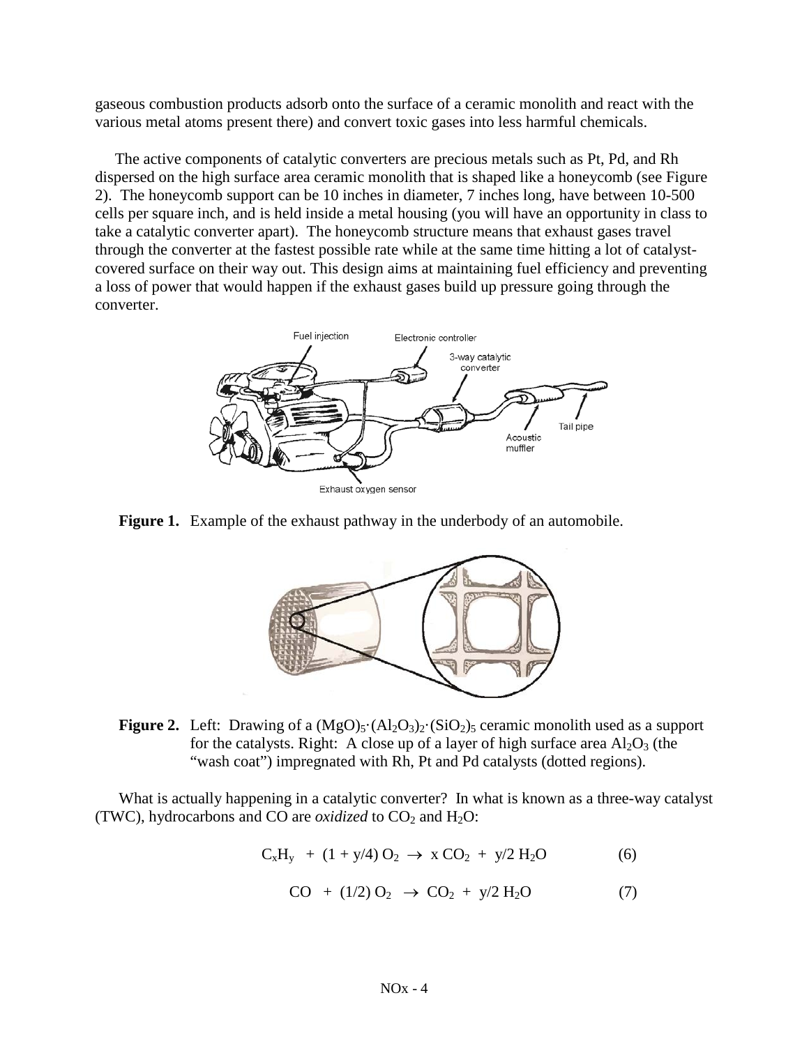gaseous combustion products adsorb onto the surface of a ceramic monolith and react with the various metal atoms present there) and convert toxic gases into less harmful chemicals.

The active components of catalytic converters are precious metals such as Pt, Pd, and Rh dispersed on the high surface area ceramic monolith that is shaped like a honeycomb (see Figure 2). The honeycomb support can be 10 inches in diameter, 7 inches long, have between 10-500 cells per square inch, and is held inside a metal housing (you will have an opportunity in class to take a catalytic converter apart). The honeycomb structure means that exhaust gases travel through the converter at the fastest possible rate while at the same time hitting a lot of catalyst-covered surface on their way out. This design aims at maintaining fuel efficiency and preventing a loss of power that would happen if the exhaust gases build up pressure going through the converter.

**Figure 1.** Example of the exhaust pathway in the underbody of an automobile.

**Figure 2.** Left: Drawing of a $(MgO)_5{\cdot}(Al_2O_3)_2{\cdot}(SiO_2)_5$ ceramic monolith used as a support for the catalysts. Right: A close up of a layer of high surface area $Al_2O_3$ (the "wash coat") impregnated with Rh, Pt and Pd catalysts (dotted regions).

What is actually happening in a catalytic converter? In what is known as a three-way catalyst (TWC), hydrocarbons and CO are *oxidized* to $CO_2$ and $H_2O$:

$$C_xH_y \ + \ (1 + y/4)\, O_2 \ \rightarrow \ x\, CO_2 \ + \ y/2\, H_2O \qquad (6)$$

$$CO \ + \ (1/2)\, O_2 \ \rightarrow \ CO_2 \ + \ y/2\, H_2O \qquad (7)$$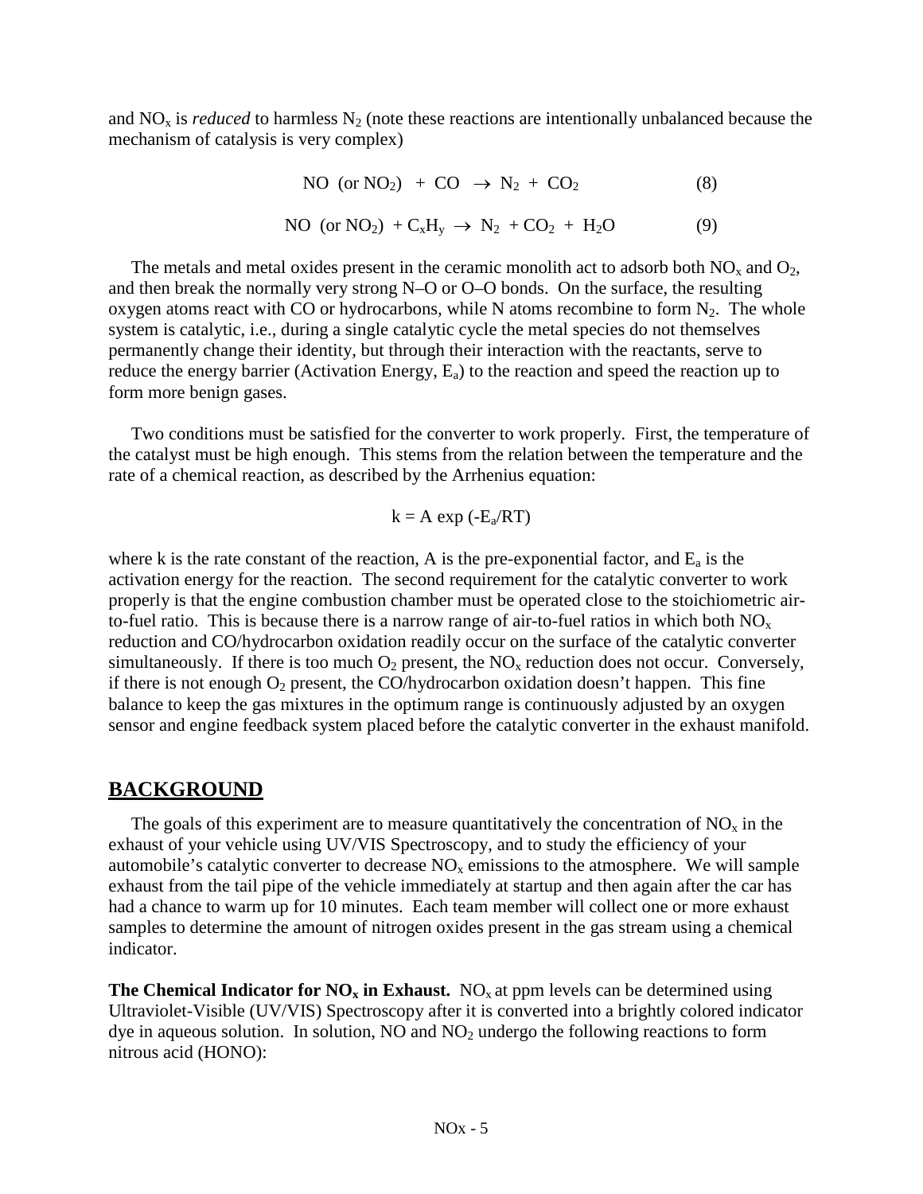and $NO_x$ is *reduced* to harmless $N_2$ (note these reactions are intentionally unbalanced because the mechanism of catalysis is very complex)

$$NO \text{ (or } NO_2\text{)} + CO \rightarrow N_2 + CO_2 \quad (8)$$

$$NO \text{ (or } NO_2\text{)} + C_xH_y \rightarrow N_2 + CO_2 + H_2O \quad (9)$$

The metals and metal oxides present in the ceramic monolith act to adsorb both $NO_x$ and $O_2$, and then break the normally very strong N–O or O–O bonds. On the surface, the resulting oxygen atoms react with CO or hydrocarbons, while N atoms recombine to form $N_2$. The whole system is catalytic, i.e., during a single catalytic cycle the metal species do not themselves permanently change their identity, but through their interaction with the reactants, serve to reduce the energy barrier (Activation Energy, $E_a$) to the reaction and speed the reaction up to form more benign gases.

Two conditions must be satisfied for the converter to work properly. First, the temperature of the catalyst must be high enough. This stems from the relation between the temperature and the rate of a chemical reaction, as described by the Arrhenius equation:

$$k = A \exp(-E_a/RT)$$

where k is the rate constant of the reaction, A is the pre-exponential factor, and $E_a$ is the activation energy for the reaction. The second requirement for the catalytic converter to work properly is that the engine combustion chamber must be operated close to the stoichiometric air-to-fuel ratio. This is because there is a narrow range of air-to-fuel ratios in which both $NO_x$ reduction and CO/hydrocarbon oxidation readily occur on the surface of the catalytic converter simultaneously. If there is too much $O_2$ present, the $NO_x$ reduction does not occur. Conversely, if there is not enough $O_2$ present, the CO/hydrocarbon oxidation doesn't happen. This fine balance to keep the gas mixtures in the optimum range is continuously adjusted by an oxygen sensor and engine feedback system placed before the catalytic converter in the exhaust manifold.

## BACKGROUND

The goals of this experiment are to measure quantitatively the concentration of $NO_x$ in the exhaust of your vehicle using UV/VIS Spectroscopy, and to study the efficiency of your automobile's catalytic converter to decrease $NO_x$ emissions to the atmosphere. We will sample exhaust from the tail pipe of the vehicle immediately at startup and then again after the car has had a chance to warm up for 10 minutes. Each team member will collect one or more exhaust samples to determine the amount of nitrogen oxides present in the gas stream using a chemical indicator.

**The Chemical Indicator for $NO_x$ in Exhaust.** $NO_x$ at ppm levels can be determined using Ultraviolet-Visible (UV/VIS) Spectroscopy after it is converted into a brightly colored indicator dye in aqueous solution. In solution, NO and $NO_2$ undergo the following reactions to form nitrous acid (HONO):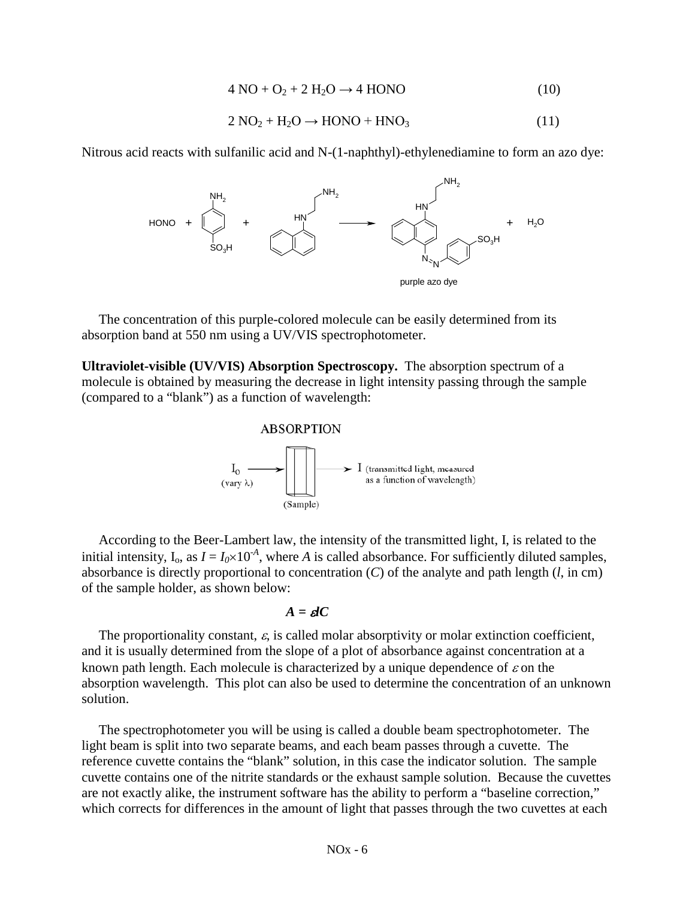$$4\ NO + O_2 + 2\ H_2O \rightarrow 4\ HONO \qquad (10)$$

$$2\ NO_2 + H_2O \rightarrow HONO + HNO_3 \qquad (11)$$

Nitrous acid reacts with sulfanilic acid and N-(1-naphthyl)-ethylenediamine to form an azo dye:

purple azo dye

The concentration of this purple-colored molecule can be easily determined from its absorption band at 550 nm using a UV/VIS spectrophotometer.

**Ultraviolet-visible (UV/VIS) Absorption Spectroscopy.** The absorption spectrum of a molecule is obtained by measuring the decrease in light intensity passing through the sample (compared to a "blank") as a function of wavelength:

ABSORPTION

$I_0$ (vary $\lambda$) → (Sample) → I (transmitted light, measured as a function of wavelength)

According to the Beer-Lambert law, the intensity of the transmitted light, I, is related to the initial intensity, $I_o$, as $I = I_0 \times 10^{-A}$, where $A$ is called absorbance. For sufficiently diluted samples, absorbance is directly proportional to concentration ($C$) of the analyte and path length ($l$, in cm) of the sample holder, as shown below:

$$A = \varepsilon l C$$

The proportionality constant, $\varepsilon$, is called molar absorptivity or molar extinction coefficient, and it is usually determined from the slope of a plot of absorbance against concentration at a known path length. Each molecule is characterized by a unique dependence of $\varepsilon$ on the absorption wavelength. This plot can also be used to determine the concentration of an unknown solution.

The spectrophotometer you will be using is called a double beam spectrophotometer. The light beam is split into two separate beams, and each beam passes through a cuvette. The reference cuvette contains the "blank" solution, in this case the indicator solution. The sample cuvette contains one of the nitrite standards or the exhaust sample solution. Because the cuvettes are not exactly alike, the instrument software has the ability to perform a "baseline correction," which corrects for differences in the amount of light that passes through the two cuvettes at each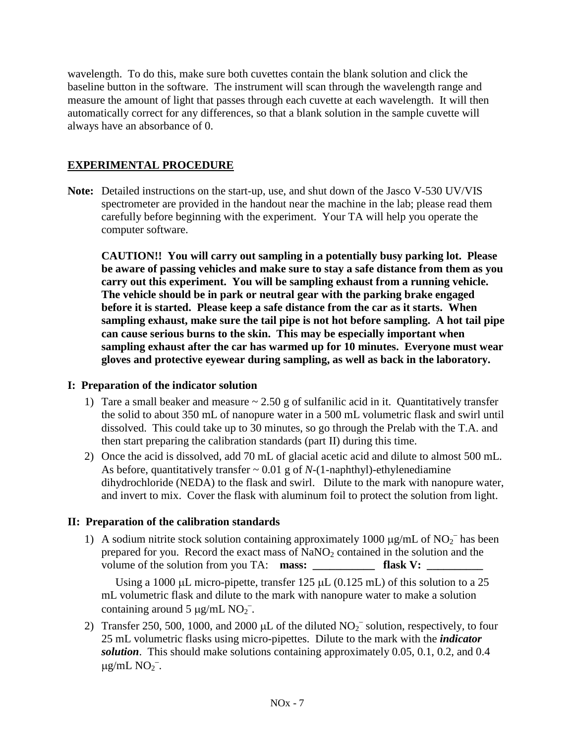wavelength. To do this, make sure both cuvettes contain the blank solution and click the baseline button in the software. The instrument will scan through the wavelength range and measure the amount of light that passes through each cuvette at each wavelength. It will then automatically correct for any differences, so that a blank solution in the sample cuvette will always have an absorbance of 0.

## EXPERIMENTAL PROCEDURE

**Note:** Detailed instructions on the start-up, use, and shut down of the Jasco V-530 UV/VIS spectrometer are provided in the handout near the machine in the lab; please read them carefully before beginning with the experiment. Your TA will help you operate the computer software.

**CAUTION!! You will carry out sampling in a potentially busy parking lot. Please be aware of passing vehicles and make sure to stay a safe distance from them as you carry out this experiment. You will be sampling exhaust from a running vehicle. The vehicle should be in park or neutral gear with the parking brake engaged before it is started. Please keep a safe distance from the car as it starts. When sampling exhaust, make sure the tail pipe is not hot before sampling. A hot tail pipe can cause serious burns to the skin. This may be especially important when sampling exhaust after the car has warmed up for 10 minutes. Everyone must wear gloves and protective eyewear during sampling, as well as back in the laboratory.**

### I: Preparation of the indicator solution

1) Tare a small beaker and measure ~ 2.50 g of sulfanilic acid in it. Quantitatively transfer the solid to about 350 mL of nanopure water in a 500 mL volumetric flask and swirl until dissolved. This could take up to 30 minutes, so go through the Prelab with the T.A. and then start preparing the calibration standards (part II) during this time.
2) Once the acid is dissolved, add 70 mL of glacial acetic acid and dilute to almost 500 mL. As before, quantitatively transfer ~ 0.01 g of *N*-(1-naphthyl)-ethylenediamine dihydrochloride (NEDA) to the flask and swirl. Dilute to the mark with nanopure water, and invert to mix. Cover the flask with aluminum foil to protect the solution from light.

### II: Preparation of the calibration standards

1) A sodium nitrite stock solution containing approximately 1000 μg/mL of $NO_2^-$ has been prepared for you. Record the exact mass of $NaNO_2$ contained in the solution and the volume of the solution from you TA: **mass: ___________ flask V: __________**

   Using a 1000 μL micro-pipette, transfer 125 μL (0.125 mL) of this solution to a 25 mL volumetric flask and dilute to the mark with nanopure water to make a solution containing around 5 μg/mL $NO_2^-$.
2) Transfer 250, 500, 1000, and 2000 μL of the diluted $NO_2^-$ solution, respectively, to four 25 mL volumetric flasks using micro-pipettes. Dilute to the mark with the ***indicator solution***. This should make solutions containing approximately 0.05, 0.1, 0.2, and 0.4 μg/mL $NO_2^-$.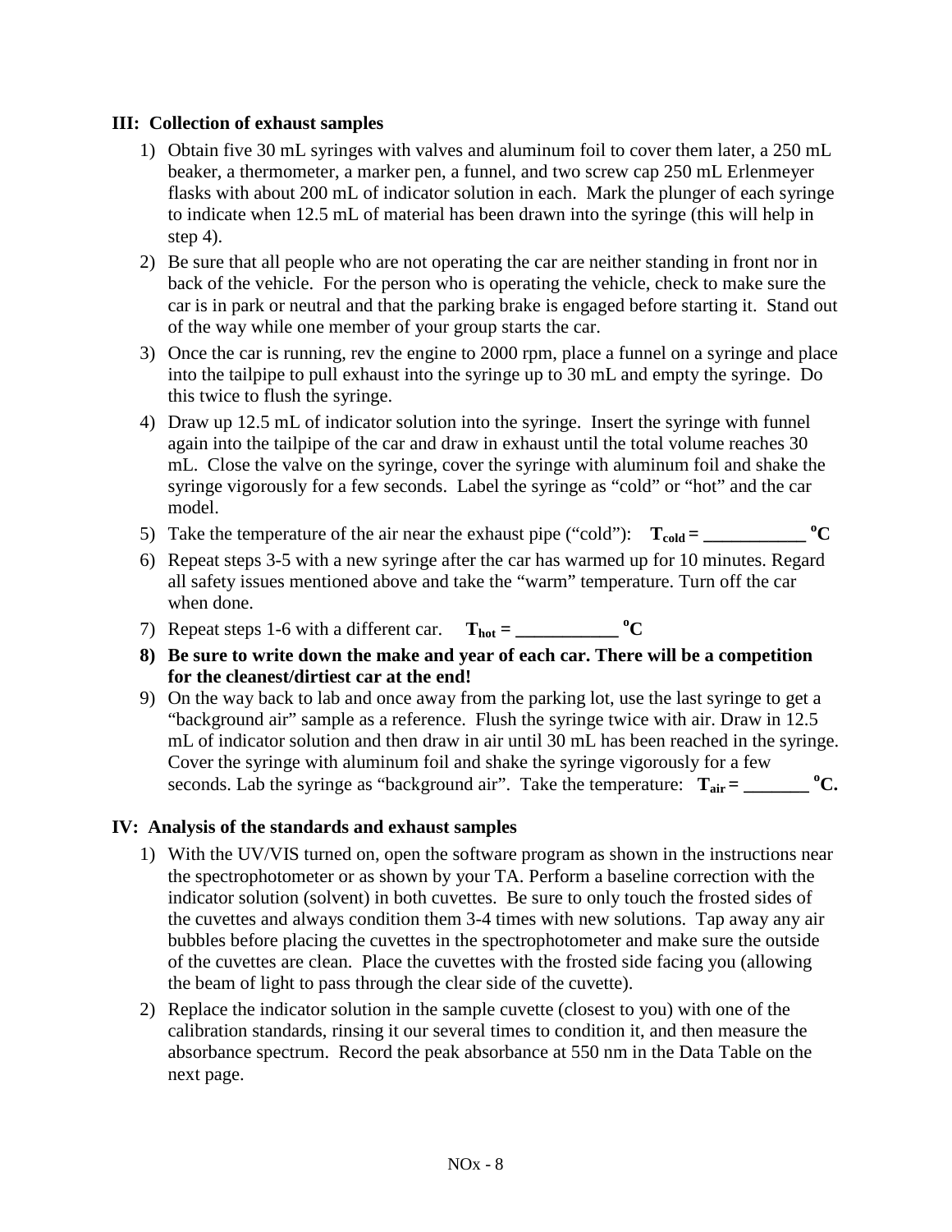### III: Collection of exhaust samples

1) Obtain five 30 mL syringes with valves and aluminum foil to cover them later, a 250 mL beaker, a thermometer, a marker pen, a funnel, and two screw cap 250 mL Erlenmeyer flasks with about 200 mL of indicator solution in each. Mark the plunger of each syringe to indicate when 12.5 mL of material has been drawn into the syringe (this will help in step 4).
2) Be sure that all people who are not operating the car are neither standing in front nor in back of the vehicle. For the person who is operating the vehicle, check to make sure the car is in park or neutral and that the parking brake is engaged before starting it. Stand out of the way while one member of your group starts the car.
3) Once the car is running, rev the engine to 2000 rpm, place a funnel on a syringe and place into the tailpipe to pull exhaust into the syringe up to 30 mL and empty the syringe. Do this twice to flush the syringe.
4) Draw up 12.5 mL of indicator solution into the syringe. Insert the syringe with funnel again into the tailpipe of the car and draw in exhaust until the total volume reaches 30 mL. Close the valve on the syringe, cover the syringe with aluminum foil and shake the syringe vigorously for a few seconds. Label the syringe as "cold" or "hot" and the car model.
5) Take the temperature of the air near the exhaust pipe ("cold"): $\mathbf{T_{cold}}$ **= \_\_\_\_\_\_\_\_\_\_\_ °C**
6) Repeat steps 3-5 with a new syringe after the car has warmed up for 10 minutes. Regard all safety issues mentioned above and take the "warm" temperature. Turn off the car when done.
7) Repeat steps 1-6 with a different car. $\mathbf{T_{hot}}$ **= \_\_\_\_\_\_\_\_\_\_\_ °C**
8) **Be sure to write down the make and year of each car. There will be a competition for the cleanest/dirtiest car at the end!**
9) On the way back to lab and once away from the parking lot, use the last syringe to get a "background air" sample as a reference. Flush the syringe twice with air. Draw in 12.5 mL of indicator solution and then draw in air until 30 mL has been reached in the syringe. Cover the syringe with aluminum foil and shake the syringe vigorously for a few seconds. Lab the syringe as "background air". Take the temperature: $\mathbf{T_{air}}$ **= \_\_\_\_\_\_\_ °C.**

### IV: Analysis of the standards and exhaust samples

1) With the UV/VIS turned on, open the software program as shown in the instructions near the spectrophotometer or as shown by your TA. Perform a baseline correction with the indicator solution (solvent) in both cuvettes. Be sure to only touch the frosted sides of the cuvettes and always condition them 3-4 times with new solutions. Tap away any air bubbles before placing the cuvettes in the spectrophotometer and make sure the outside of the cuvettes are clean. Place the cuvettes with the frosted side facing you (allowing the beam of light to pass through the clear side of the cuvette).
2) Replace the indicator solution in the sample cuvette (closest to you) with one of the calibration standards, rinsing it our several times to condition it, and then measure the absorbance spectrum. Record the peak absorbance at 550 nm in the Data Table on the next page.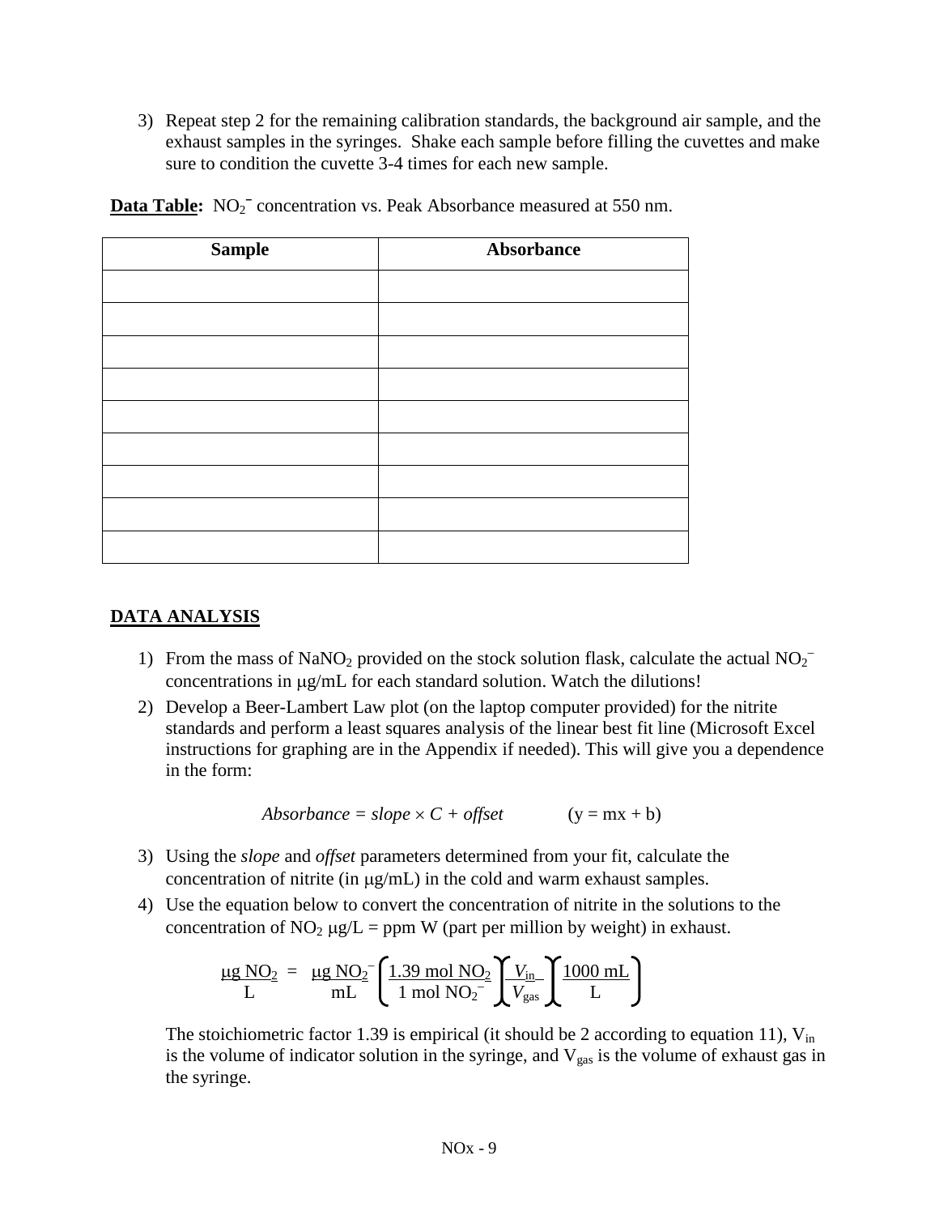3) Repeat step 2 for the remaining calibration standards, the background air sample, and the exhaust samples in the syringes. Shake each sample before filling the cuvettes and make sure to condition the cuvette 3-4 times for each new sample.

**Data Table:** $NO_2^-$ concentration vs. Peak Absorbance measured at 550 nm.

| Sample | Absorbance |
|---|---|
| | |
| | |
| | |
| | |
| | |
| | |
| | |
| | |
| | |

## DATA ANALYSIS

1) From the mass of $NaNO_2$ provided on the stock solution flask, calculate the actual $NO_2^-$ concentrations in μg/mL for each standard solution. Watch the dilutions!
2) Develop a Beer-Lambert Law plot (on the laptop computer provided) for the nitrite standards and perform a least squares analysis of the linear best fit line (Microsoft Excel instructions for graphing are in the Appendix if needed). This will give you a dependence in the form:

$$Absorbance = slope \times C + offset \qquad (y = mx + b)$$

3) Using the *slope* and *offset* parameters determined from your fit, calculate the concentration of nitrite (in μg/mL) in the cold and warm exhaust samples.
4) Use the equation below to convert the concentration of nitrite in the solutions to the concentration of $NO_2$ μg/L = ppm W (part per million by weight) in exhaust.

$$\frac{\mu g\ NO_2}{L} = \frac{\mu g\ NO_2^-}{mL}\left(\frac{1.39\ mol\ NO_2}{1\ mol\ NO_2^-}\right)\left(\frac{V_{in}}{V_{gas}}\right)\left(\frac{1000\ mL}{L}\right)$$

The stoichiometric factor 1.39 is empirical (it should be 2 according to equation 11), $V_{in}$ is the volume of indicator solution in the syringe, and $V_{gas}$ is the volume of exhaust gas in the syringe.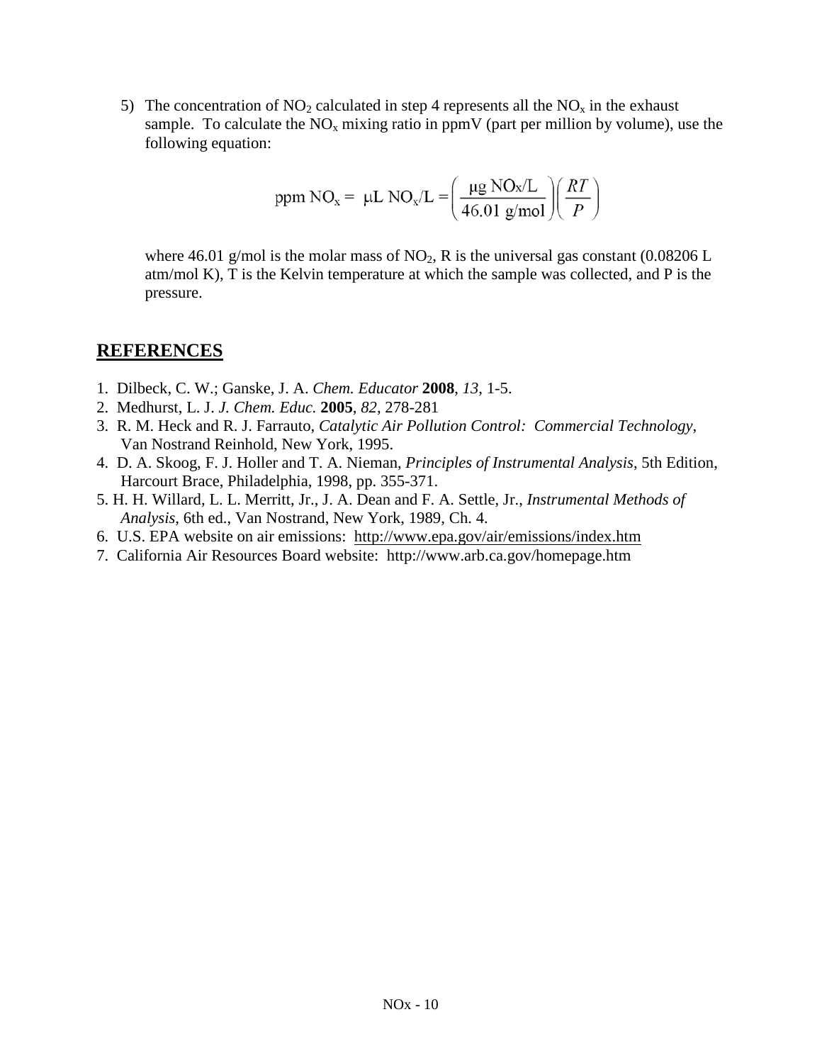5) The concentration of $NO_2$ calculated in step 4 represents all the $NO_x$ in the exhaust sample. To calculate the $NO_x$ mixing ratio in ppmV (part per million by volume), use the following equation:

$$\text{ppm NO}_x = \ \mu\text{L NO}_x/\text{L} = \left(\frac{\mu\text{g NOx/L}}{46.01\ \text{g/mol}}\right)\left(\frac{RT}{P}\right)$$

where 46.01 g/mol is the molar mass of $NO_2$, R is the universal gas constant (0.08206 L atm/mol K), T is the Kelvin temperature at which the sample was collected, and P is the pressure.

## REFERENCES

1. Dilbeck, C. W.; Ganske, J. A. *Chem. Educator* **2008**, *13*, 1-5.
2. Medhurst, L. J. *J. Chem. Educ.* **2005**, *82*, 278-281
3. R. M. Heck and R. J. Farrauto, *Catalytic Air Pollution Control: Commercial Technology*, Van Nostrand Reinhold, New York, 1995.
4. D. A. Skoog, F. J. Holler and T. A. Nieman, *Principles of Instrumental Analysis*, 5th Edition, Harcourt Brace, Philadelphia, 1998, pp. 355-371.
5. H. H. Willard, L. L. Merritt, Jr., J. A. Dean and F. A. Settle, Jr., *Instrumental Methods of Analysis*, 6th ed., Van Nostrand, New York, 1989, Ch. 4.
6. U.S. EPA website on air emissions: http://www.epa.gov/air/emissions/index.htm
7. California Air Resources Board website: http://www.arb.ca.gov/homepage.htm